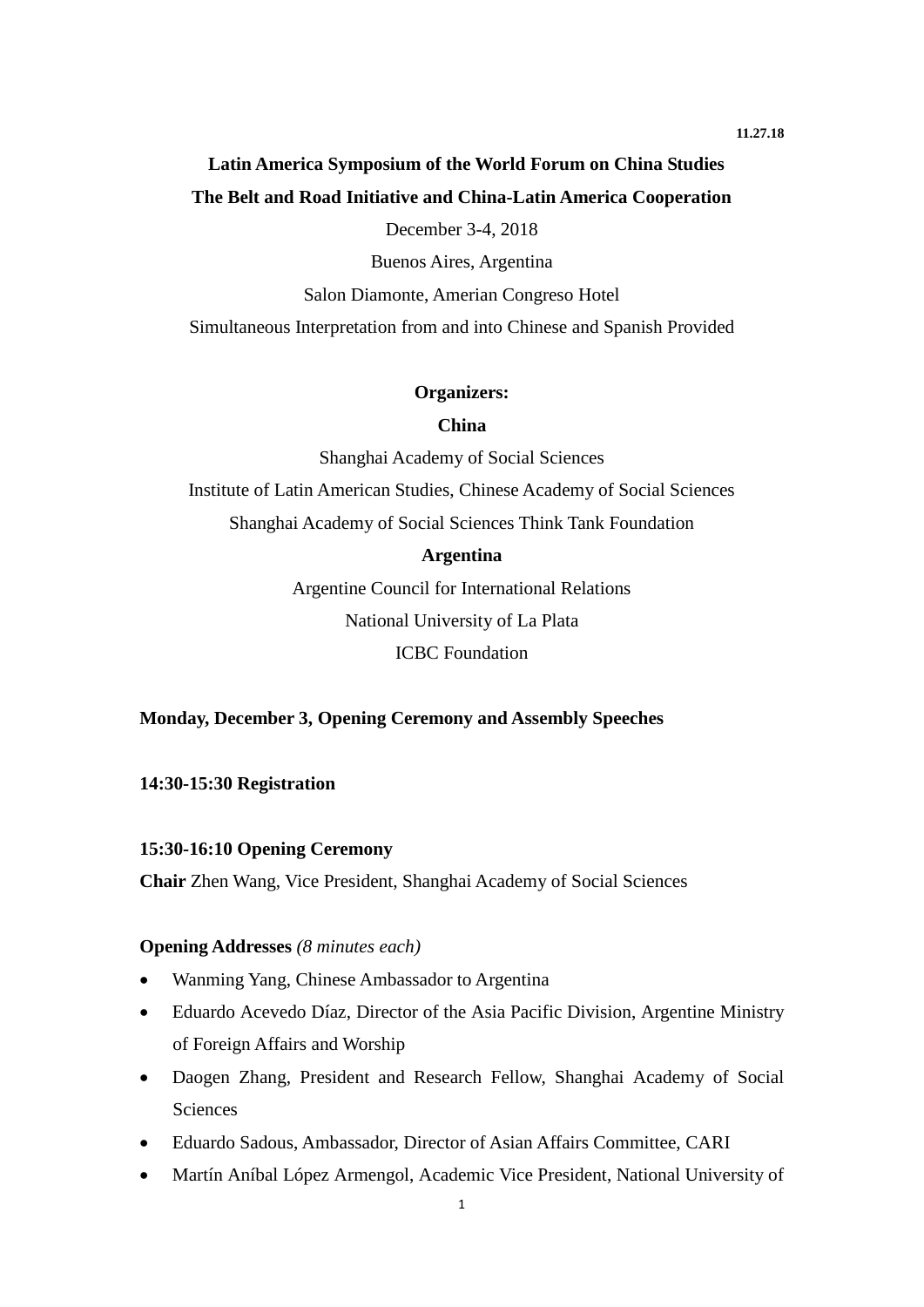**11.27.18**

# Latin America Symposium of the World Forum on China Studies

## The Belt and Road Initiative and China-Latin America Cooperation

December 3-4, 2018

Buenos Aires, Argentina

Salon Diamonte, Amerian Congreso Hotel

Simultaneous Interpretation from and into Chinese and Spanish Provided

**Organizers:**

**China**

Shanghai Academy of Social Sciences

Institute of Latin American Studies, Chinese Academy of Social Sciences

Shanghai Academy of Social Sciences Think Tank Foundation

**Argentina**

Argentine Council for International Relations

National University of La Plata

ICBC Foundation

**Monday, December 3, Opening Ceremony and Assembly Speeches**

**14:30-15:30 Registration**

**15:30-16:10 Opening Ceremony**

**Chair** Zhen Wang, Vice President, Shanghai Academy of Social Sciences

**Opening Addresses** *(8 minutes each)*

- Wanming Yang, Chinese Ambassador to Argentina
- Eduardo Acevedo Díaz, Director of the Asia Pacific Division, Argentine Ministry of Foreign Affairs and Worship
- Daogen Zhang, President and Research Fellow, Shanghai Academy of Social Sciences
- Eduardo Sadous, Ambassador, Director of Asian Affairs Committee, CARI
- Martín Aníbal López Armengol, Academic Vice President, National University of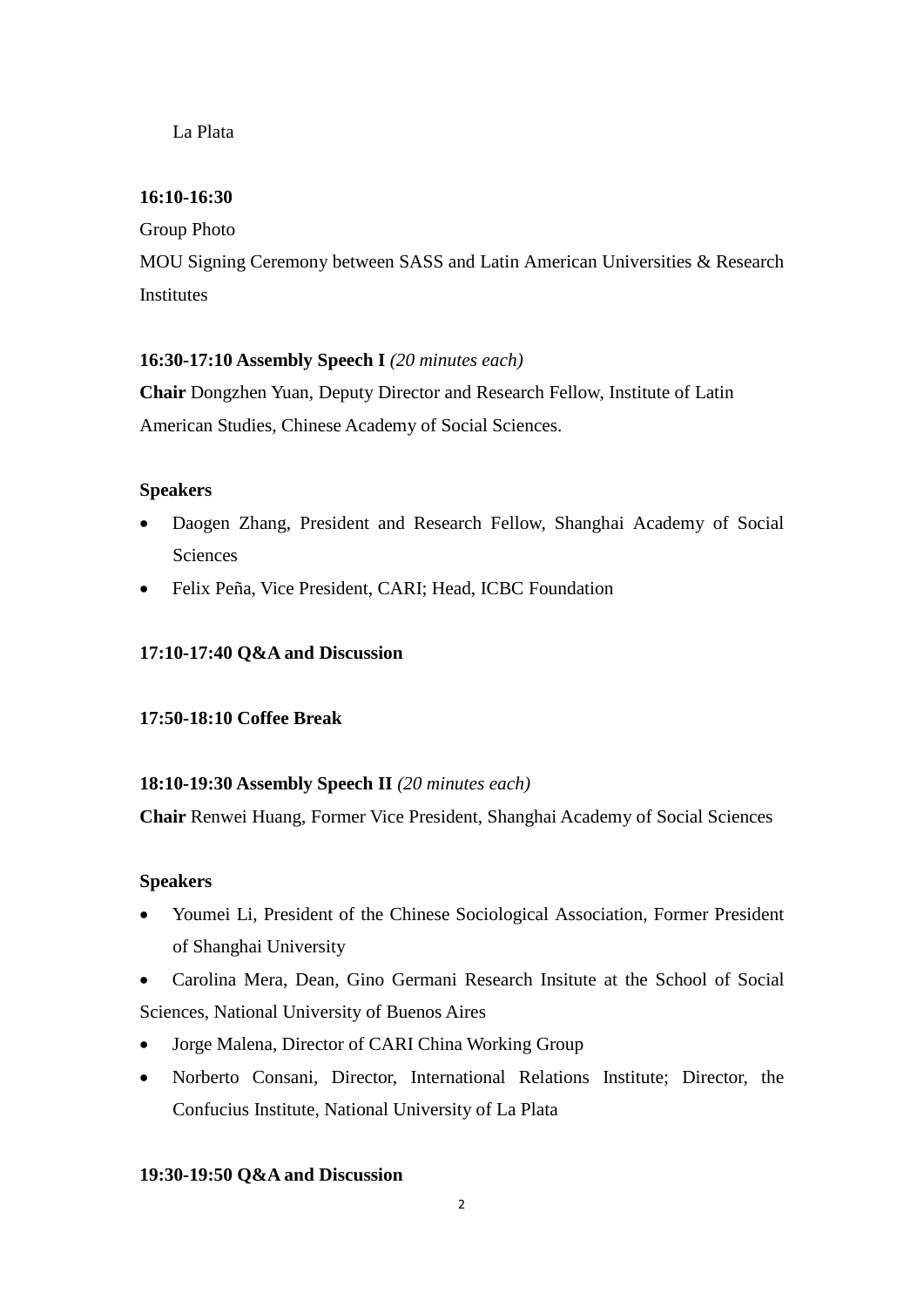La Plata

**16:10-16:30**

Group Photo

MOU Signing Ceremony between SASS and Latin American Universities & Research Institutes

**16:30-17:10 Assembly Speech I** *(20 minutes each)*

**Chair** Dongzhen Yuan, Deputy Director and Research Fellow, Institute of Latin American Studies, Chinese Academy of Social Sciences.

**Speakers**

- Daogen Zhang, President and Research Fellow, Shanghai Academy of Social Sciences
- Felix Peña, Vice President, CARI; Head, ICBC Foundation

**17:10-17:40 Q&A and Discussion**

**17:50-18:10 Coffee Break**

**18:10-19:30 Assembly Speech II** *(20 minutes each)*

**Chair** Renwei Huang, Former Vice President, Shanghai Academy of Social Sciences

**Speakers**

- Youmei Li, President of the Chinese Sociological Association, Former President of Shanghai University
- Carolina Mera, Dean, Gino Germani Research Insitute at the School of Social Sciences, National University of Buenos Aires
- Jorge Malena, Director of CARI China Working Group
- Norberto Consani, Director, International Relations Institute; Director, the Confucius Institute, National University of La Plata

**19:30-19:50 Q&A and Discussion**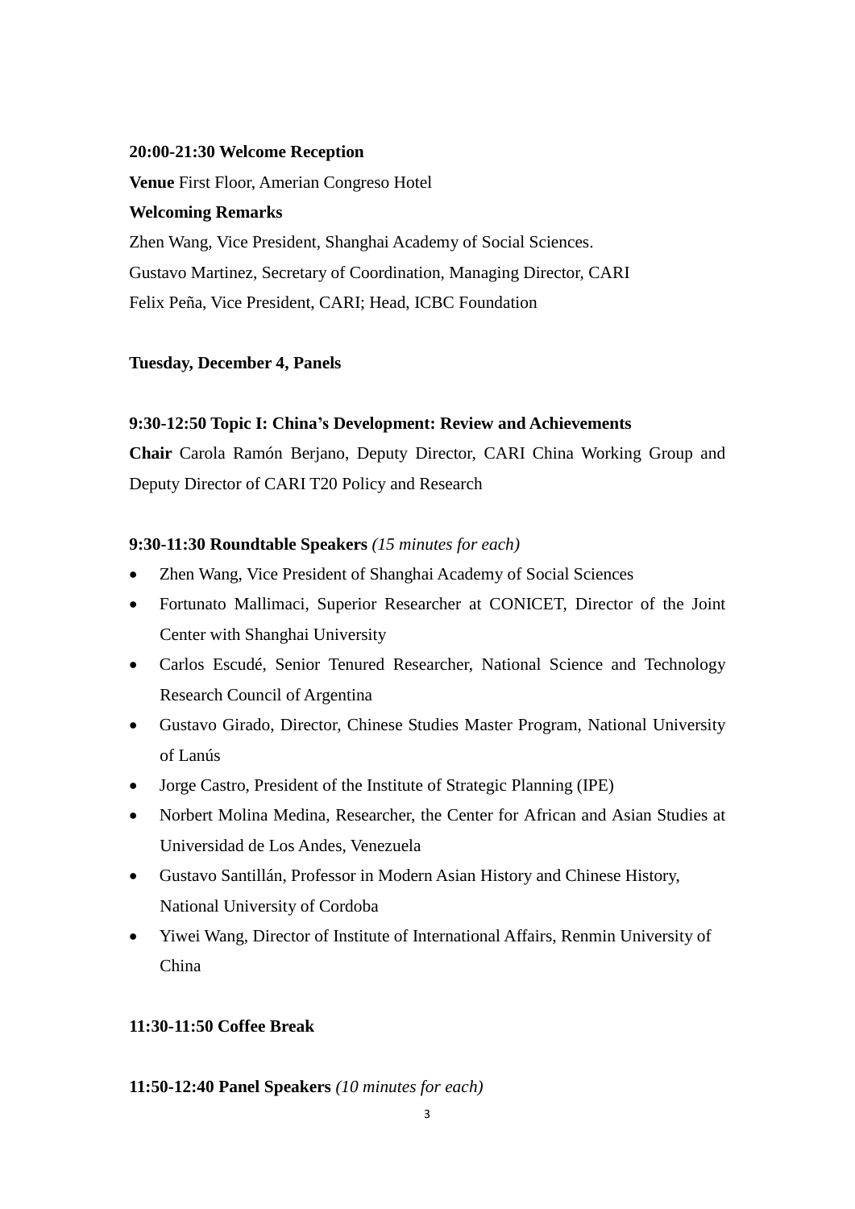**20:00-21:30 Welcome Reception**

**Venue** First Floor, Amerian Congreso Hotel

**Welcoming Remarks**

Zhen Wang, Vice President, Shanghai Academy of Social Sciences.

Gustavo Martinez, Secretary of Coordination, Managing Director, CARI

Felix Peña, Vice President, CARI; Head, ICBC Foundation

**Tuesday, December 4, Panels**

**9:30-12:50 Topic I: China's Development: Review and Achievements**

**Chair** Carola Ramón Berjano, Deputy Director, CARI China Working Group and Deputy Director of CARI T20 Policy and Research

**9:30-11:30 Roundtable Speakers** *(15 minutes for each)*

- Zhen Wang, Vice President of Shanghai Academy of Social Sciences
- Fortunato Mallimaci, Superior Researcher at CONICET, Director of the Joint Center with Shanghai University
- Carlos Escudé, Senior Tenured Researcher, National Science and Technology Research Council of Argentina
- Gustavo Girado, Director, Chinese Studies Master Program, National University of Lanús
- Jorge Castro, President of the Institute of Strategic Planning (IPE)
- Norbert Molina Medina, Researcher, the Center for African and Asian Studies at Universidad de Los Andes, Venezuela
- Gustavo Santillán, Professor in Modern Asian History and Chinese History, National University of Cordoba
- Yiwei Wang, Director of Institute of International Affairs, Renmin University of China

**11:30-11:50 Coffee Break**

**11:50-12:40 Panel Speakers** *(10 minutes for each)*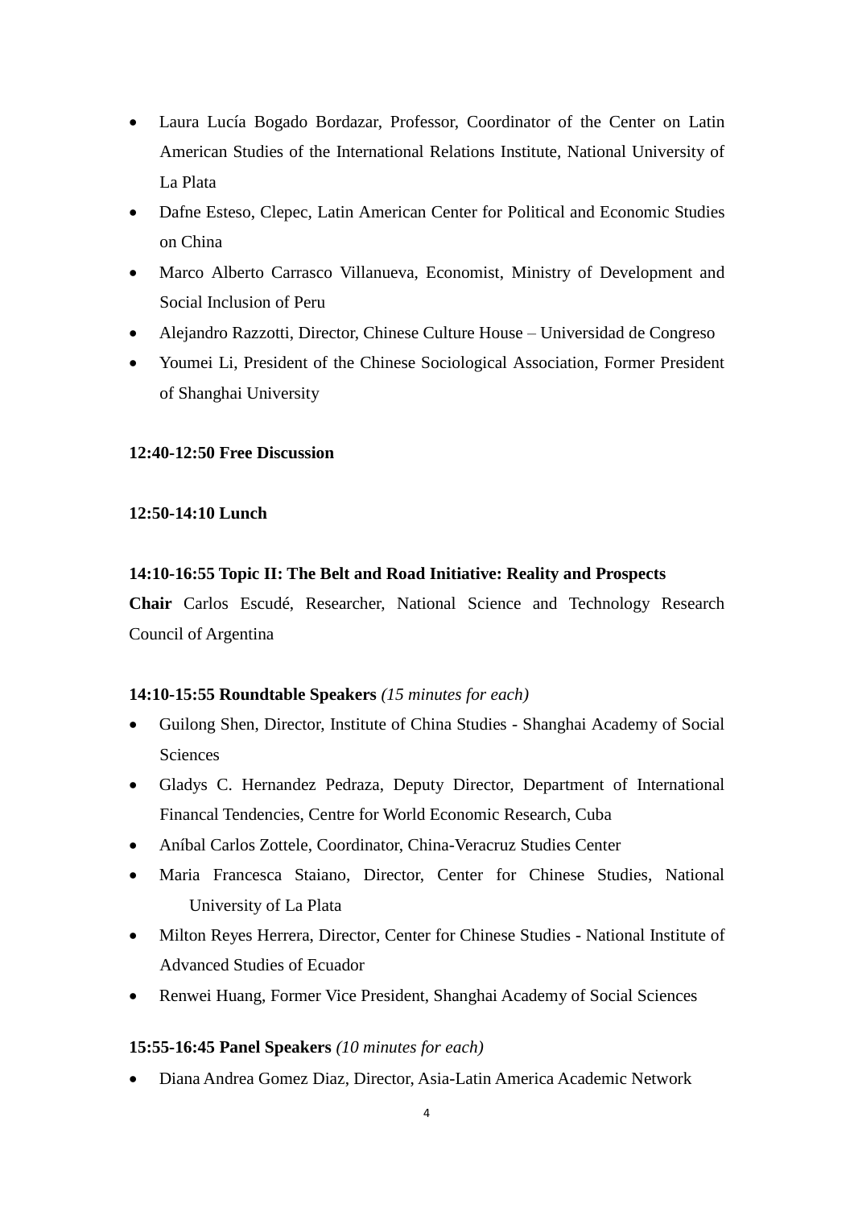- Laura Lucía Bogado Bordazar, Professor, Coordinator of the Center on Latin American Studies of the International Relations Institute, National University of La Plata
- Dafne Esteso, Clepec, Latin American Center for Political and Economic Studies on China
- Marco Alberto Carrasco Villanueva, Economist, Ministry of Development and Social Inclusion of Peru
- Alejandro Razzotti, Director, Chinese Culture House – Universidad de Congreso
- Youmei Li, President of the Chinese Sociological Association, Former President of Shanghai University

**12:40-12:50 Free Discussion**

**12:50-14:10 Lunch**

**14:10-16:55 Topic II: The Belt and Road Initiative: Reality and Prospects**

**Chair** Carlos Escudé, Researcher, National Science and Technology Research Council of Argentina

**14:10-15:55 Roundtable Speakers** *(15 minutes for each)*

- Guilong Shen, Director, Institute of China Studies - Shanghai Academy of Social Sciences
- Gladys C. Hernandez Pedraza, Deputy Director, Department of International Financal Tendencies, Centre for World Economic Research, Cuba
- Aníbal Carlos Zottele, Coordinator, China-Veracruz Studies Center
- Maria Francesca Staiano, Director, Center for Chinese Studies, National University of La Plata
- Milton Reyes Herrera, Director, Center for Chinese Studies - National Institute of Advanced Studies of Ecuador
- Renwei Huang, Former Vice President, Shanghai Academy of Social Sciences

**15:55-16:45 Panel Speakers** *(10 minutes for each)*

- Diana Andrea Gomez Diaz, Director, Asia-Latin America Academic Network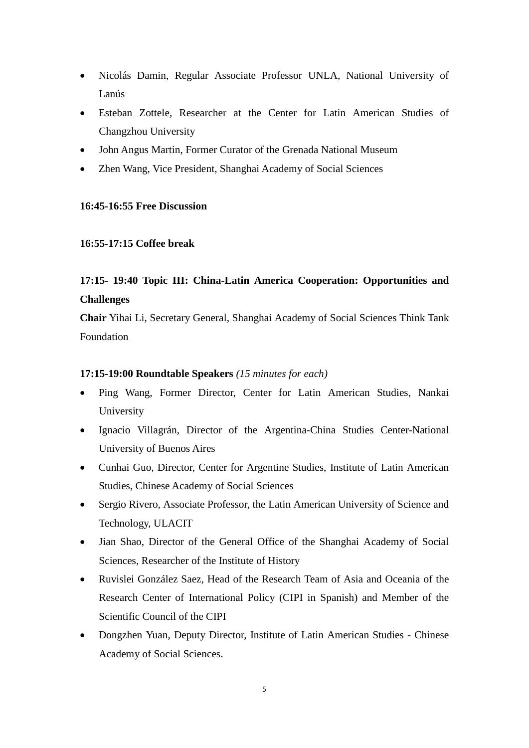- Nicolás Damin, Regular Associate Professor UNLA, National University of Lanús
- Esteban Zottele, Researcher at the Center for Latin American Studies of Changzhou University
- John Angus Martin, Former Curator of the Grenada National Museum
- Zhen Wang, Vice President, Shanghai Academy of Social Sciences

**16:45-16:55 Free Discussion**

**16:55-17:15 Coffee break**

**17:15- 19:40 Topic III: China-Latin America Cooperation: Opportunities and Challenges**

**Chair** Yihai Li, Secretary General, Shanghai Academy of Social Sciences Think Tank Foundation

**17:15-19:00 Roundtable Speakers** *(15 minutes for each)*

- Ping Wang, Former Director, Center for Latin American Studies, Nankai University
- Ignacio Villagrán, Director of the Argentina-China Studies Center-National University of Buenos Aires
- Cunhai Guo, Director, Center for Argentine Studies, Institute of Latin American Studies, Chinese Academy of Social Sciences
- Sergio Rivero, Associate Professor, the Latin American University of Science and Technology, ULACIT
- Jian Shao, Director of the General Office of the Shanghai Academy of Social Sciences, Researcher of the Institute of History
- Ruvislei González Saez, Head of the Research Team of Asia and Oceania of the Research Center of International Policy (CIPI in Spanish) and Member of the Scientific Council of the CIPI
- Dongzhen Yuan, Deputy Director, Institute of Latin American Studies - Chinese Academy of Social Sciences.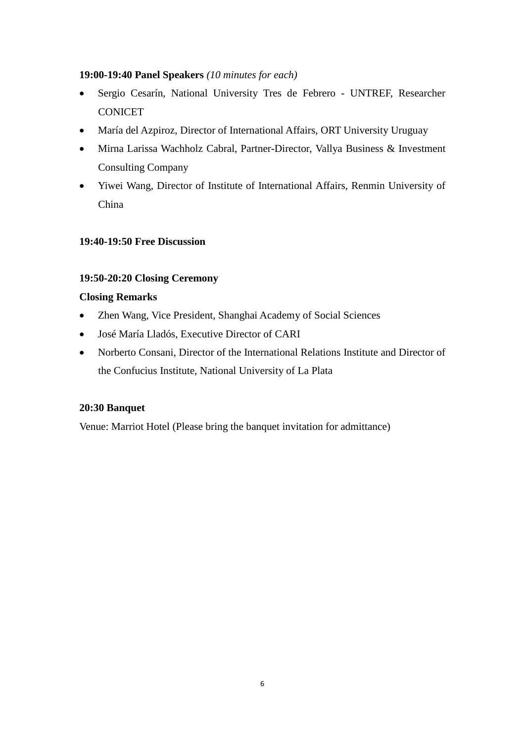**19:00-19:40 Panel Speakers** *(10 minutes for each)*

- Sergio Cesarín, National University Tres de Febrero - UNTREF, Researcher CONICET
- María del Azpiroz, Director of International Affairs, ORT University Uruguay
- Mirna Larissa Wachholz Cabral, Partner-Director, Vallya Business & Investment Consulting Company
- Yiwei Wang, Director of Institute of International Affairs, Renmin University of China

**19:40-19:50 Free Discussion**

**19:50-20:20 Closing Ceremony**

**Closing Remarks**

- Zhen Wang, Vice President, Shanghai Academy of Social Sciences
- José María Lladós, Executive Director of CARI
- Norberto Consani, Director of the International Relations Institute and Director of the Confucius Institute, National University of La Plata

**20:30 Banquet**

Venue: Marriot Hotel (Please bring the banquet invitation for admittance)